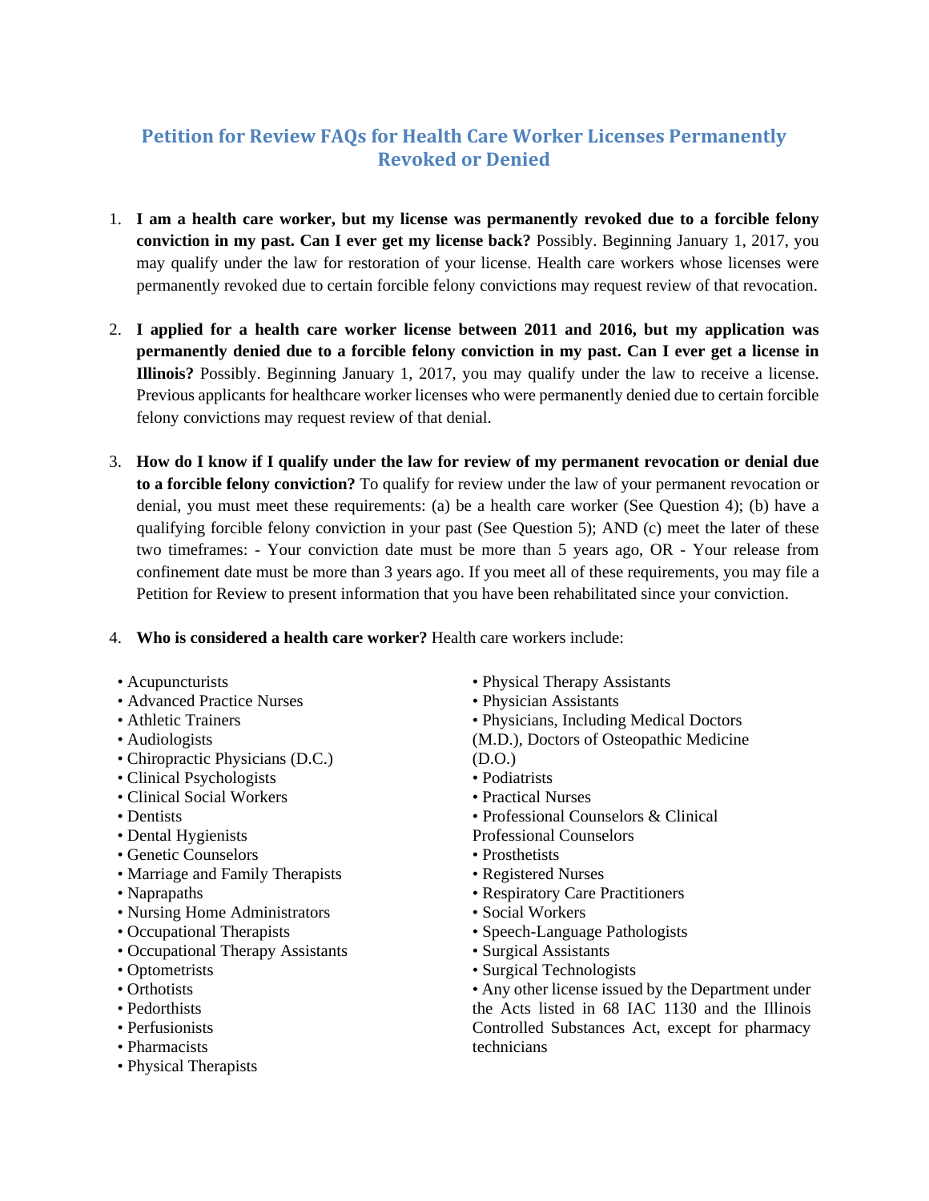# Petition for Review FAQs for Health Care Worker Licenses Permanently Revoked or Denied

1. **I am a health care worker, but my license was permanently revoked due to a forcible felony conviction in my past. Can I ever get my license back?** Possibly. Beginning January 1, 2017, you may qualify under the law for restoration of your license. Health care workers whose licenses were permanently revoked due to certain forcible felony convictions may request review of that revocation.

2. **I applied for a health care worker license between 2011 and 2016, but my application was permanently denied due to a forcible felony conviction in my past. Can I ever get a license in Illinois?** Possibly. Beginning January 1, 2017, you may qualify under the law to receive a license. Previous applicants for healthcare worker licenses who were permanently denied due to certain forcible felony convictions may request review of that denial.

3. **How do I know if I qualify under the law for review of my permanent revocation or denial due to a forcible felony conviction?** To qualify for review under the law of your permanent revocation or denial, you must meet these requirements: (a) be a health care worker (See Question 4); (b) have a qualifying forcible felony conviction in your past (See Question 5); AND (c) meet the later of these two timeframes: - Your conviction date must be more than 5 years ago, OR - Your release from confinement date must be more than 3 years ago. If you meet all of these requirements, you may file a Petition for Review to present information that you have been rehabilitated since your conviction.

4. **Who is considered a health care worker?** Health care workers include:

- Acupuncturists
- Advanced Practice Nurses
- Athletic Trainers
- Audiologists
- Chiropractic Physicians (D.C.)
- Clinical Psychologists
- Clinical Social Workers
- Dentists
- Dental Hygienists
- Genetic Counselors
- Marriage and Family Therapists
- Naprapaths
- Nursing Home Administrators
- Occupational Therapists
- Occupational Therapy Assistants
- Optometrists
- Orthotists
- Pedorthists
- Perfusionists
- Pharmacists
- Physical Therapists
- Physical Therapy Assistants
- Physician Assistants
- Physicians, Including Medical Doctors (M.D.), Doctors of Osteopathic Medicine (D.O.)
- Podiatrists
- Practical Nurses
- Professional Counselors & Clinical Professional Counselors
- Prosthetists
- Registered Nurses
- Respiratory Care Practitioners
- Social Workers
- Speech-Language Pathologists
- Surgical Assistants
- Surgical Technologists
- Any other license issued by the Department under the Acts listed in 68 IAC 1130 and the Illinois Controlled Substances Act, except for pharmacy technicians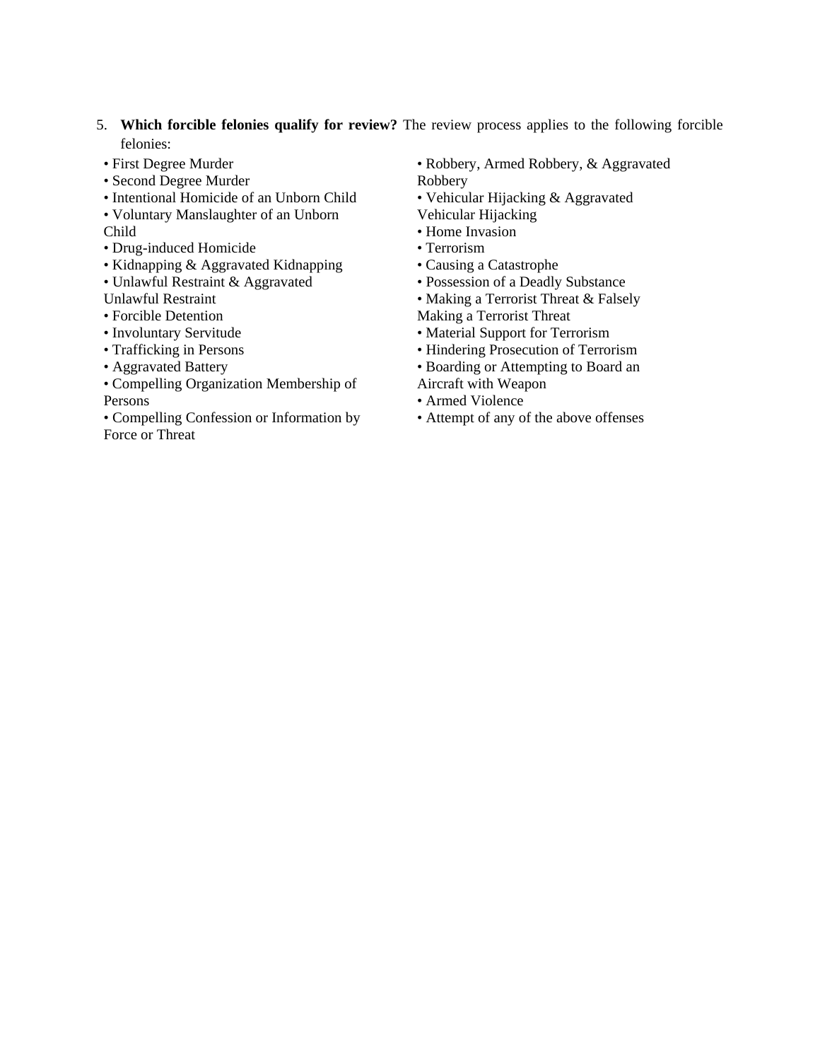5. **Which forcible felonies qualify for review?** The review process applies to the following forcible felonies:

- First Degree Murder
- Second Degree Murder
- Intentional Homicide of an Unborn Child
- Voluntary Manslaughter of an Unborn Child
- Drug-induced Homicide
- Kidnapping & Aggravated Kidnapping
- Unlawful Restraint & Aggravated Unlawful Restraint
- Forcible Detention
- Involuntary Servitude
- Trafficking in Persons
- Aggravated Battery
- Compelling Organization Membership of Persons
- Compelling Confession or Information by Force or Threat
- Robbery, Armed Robbery, & Aggravated Robbery
- Vehicular Hijacking & Aggravated Vehicular Hijacking
- Home Invasion
- Terrorism
- Causing a Catastrophe
- Possession of a Deadly Substance
- Making a Terrorist Threat & Falsely Making a Terrorist Threat
- Material Support for Terrorism
- Hindering Prosecution of Terrorism
- Boarding or Attempting to Board an Aircraft with Weapon
- Armed Violence
- Attempt of any of the above offenses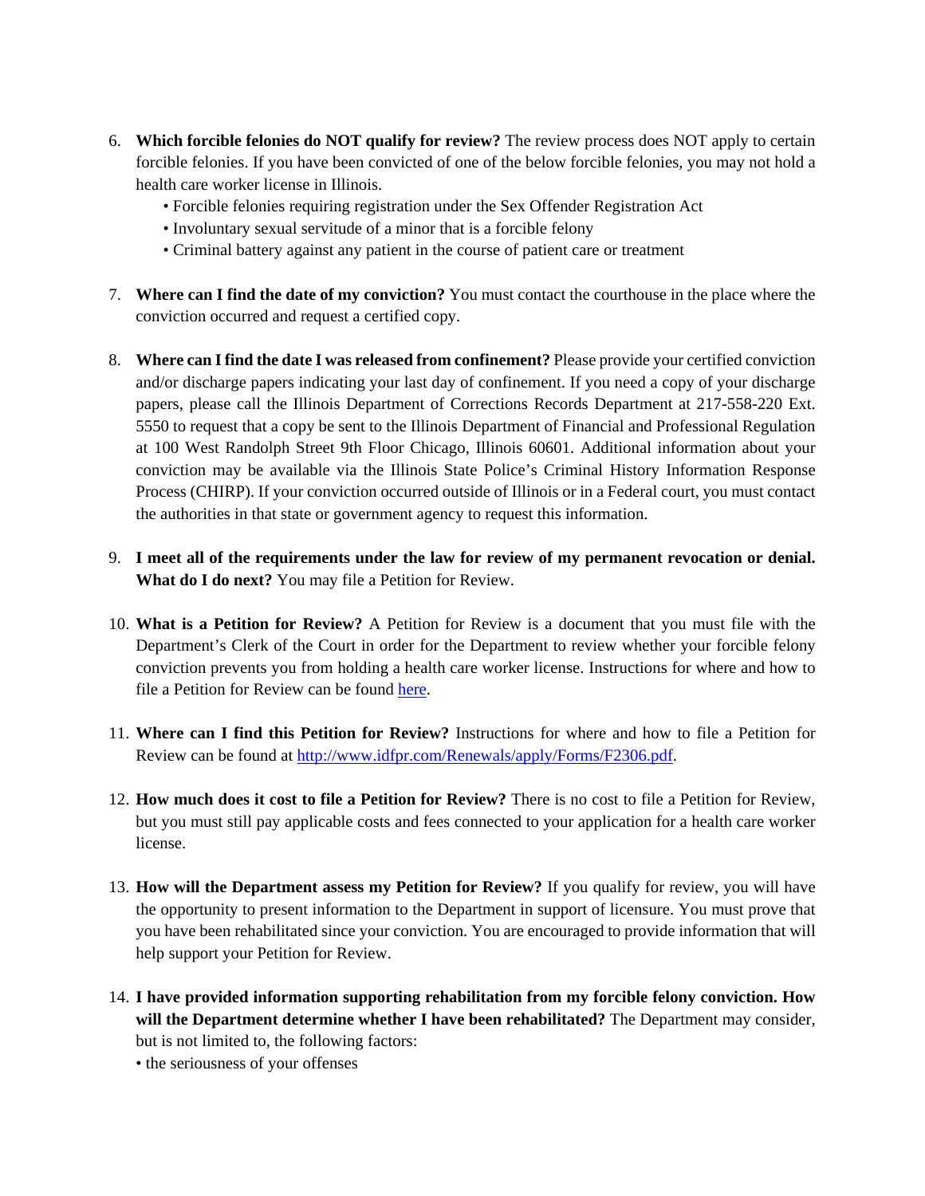6. **Which forcible felonies do NOT qualify for review?** The review process does NOT apply to certain forcible felonies. If you have been convicted of one of the below forcible felonies, you may not hold a health care worker license in Illinois.
   - Forcible felonies requiring registration under the Sex Offender Registration Act
   - Involuntary sexual servitude of a minor that is a forcible felony
   - Criminal battery against any patient in the course of patient care or treatment

7. **Where can I find the date of my conviction?** You must contact the courthouse in the place where the conviction occurred and request a certified copy.

8. **Where can I find the date I was released from confinement?** Please provide your certified conviction and/or discharge papers indicating your last day of confinement. If you need a copy of your discharge papers, please call the Illinois Department of Corrections Records Department at 217-558-220 Ext. 5550 to request that a copy be sent to the Illinois Department of Financial and Professional Regulation at 100 West Randolph Street 9th Floor Chicago, Illinois 60601. Additional information about your conviction may be available via the Illinois State Police's Criminal History Information Response Process (CHIRP). If your conviction occurred outside of Illinois or in a Federal court, you must contact the authorities in that state or government agency to request this information.

9. **I meet all of the requirements under the law for review of my permanent revocation or denial. What do I do next?** You may file a Petition for Review.

10. **What is a Petition for Review?** A Petition for Review is a document that you must file with the Department's Clerk of the Court in order for the Department to review whether your forcible felony conviction prevents you from holding a health care worker license. Instructions for where and how to file a Petition for Review can be found here.

11. **Where can I find this Petition for Review?** Instructions for where and how to file a Petition for Review can be found at http://www.idfpr.com/Renewals/apply/Forms/F2306.pdf.

12. **How much does it cost to file a Petition for Review?** There is no cost to file a Petition for Review, but you must still pay applicable costs and fees connected to your application for a health care worker license.

13. **How will the Department assess my Petition for Review?** If you qualify for review, you will have the opportunity to present information to the Department in support of licensure. You must prove that you have been rehabilitated since your conviction. You are encouraged to provide information that will help support your Petition for Review.

14. **I have provided information supporting rehabilitation from my forcible felony conviction. How will the Department determine whether I have been rehabilitated?** The Department may consider, but is not limited to, the following factors:
   - the seriousness of your offenses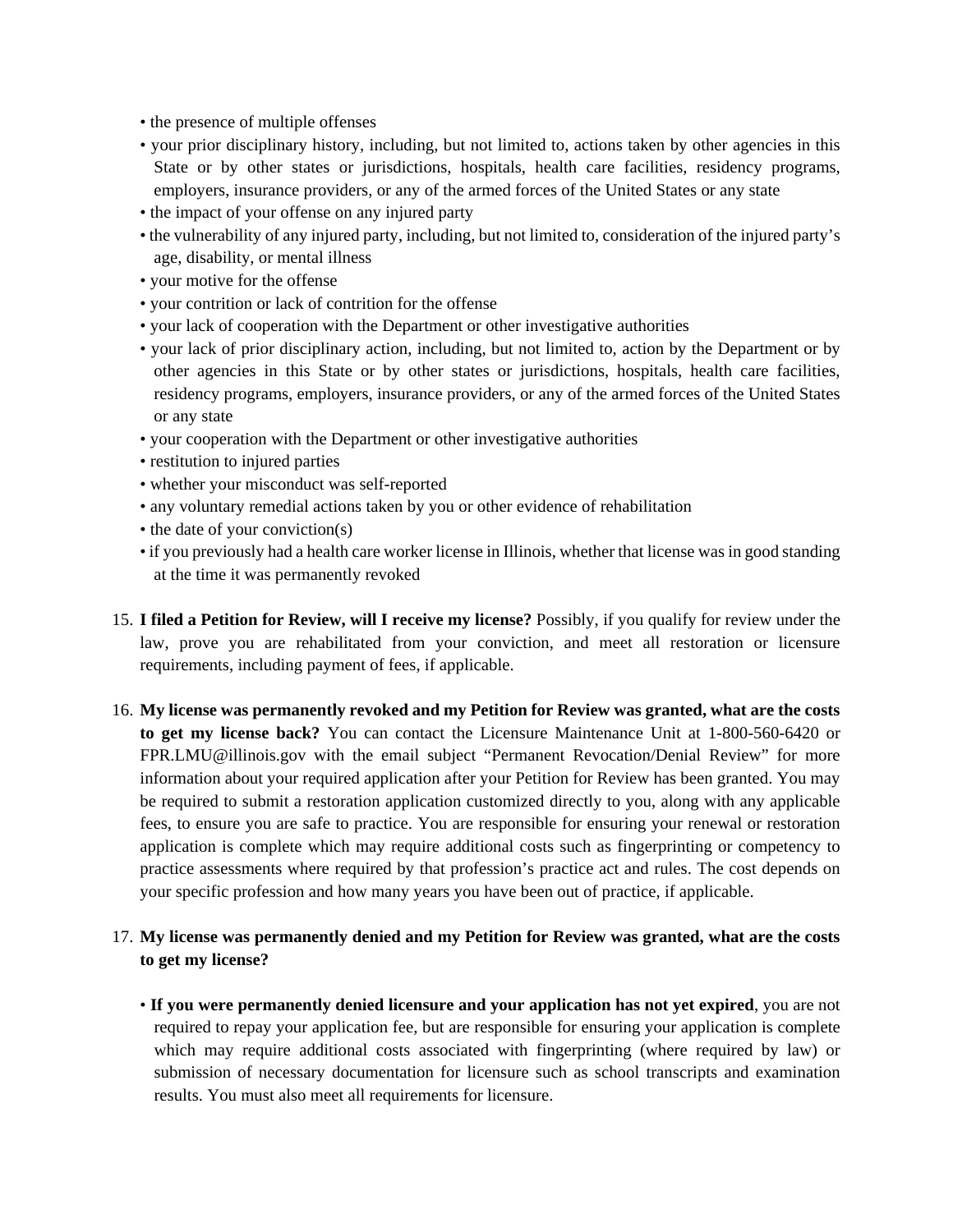- the presence of multiple offenses
- your prior disciplinary history, including, but not limited to, actions taken by other agencies in this State or by other states or jurisdictions, hospitals, health care facilities, residency programs, employers, insurance providers, or any of the armed forces of the United States or any state
- the impact of your offense on any injured party
- the vulnerability of any injured party, including, but not limited to, consideration of the injured party's age, disability, or mental illness
- your motive for the offense
- your contrition or lack of contrition for the offense
- your lack of cooperation with the Department or other investigative authorities
- your lack of prior disciplinary action, including, but not limited to, action by the Department or by other agencies in this State or by other states or jurisdictions, hospitals, health care facilities, residency programs, employers, insurance providers, or any of the armed forces of the United States or any state
- your cooperation with the Department or other investigative authorities
- restitution to injured parties
- whether your misconduct was self-reported
- any voluntary remedial actions taken by you or other evidence of rehabilitation
- the date of your conviction(s)
- if you previously had a health care worker license in Illinois, whether that license was in good standing at the time it was permanently revoked

15. **I filed a Petition for Review, will I receive my license?** Possibly, if you qualify for review under the law, prove you are rehabilitated from your conviction, and meet all restoration or licensure requirements, including payment of fees, if applicable.

16. **My license was permanently revoked and my Petition for Review was granted, what are the costs to get my license back?** You can contact the Licensure Maintenance Unit at 1-800-560-6420 or FPR.LMU@illinois.gov with the email subject "Permanent Revocation/Denial Review" for more information about your required application after your Petition for Review has been granted. You may be required to submit a restoration application customized directly to you, along with any applicable fees, to ensure you are safe to practice. You are responsible for ensuring your renewal or restoration application is complete which may require additional costs such as fingerprinting or competency to practice assessments where required by that profession's practice act and rules. The cost depends on your specific profession and how many years you have been out of practice, if applicable.

17. **My license was permanently denied and my Petition for Review was granted, what are the costs to get my license?**

    - **If you were permanently denied licensure and your application has not yet expired**, you are not required to repay your application fee, but are responsible for ensuring your application is complete which may require additional costs associated with fingerprinting (where required by law) or submission of necessary documentation for licensure such as school transcripts and examination results. You must also meet all requirements for licensure.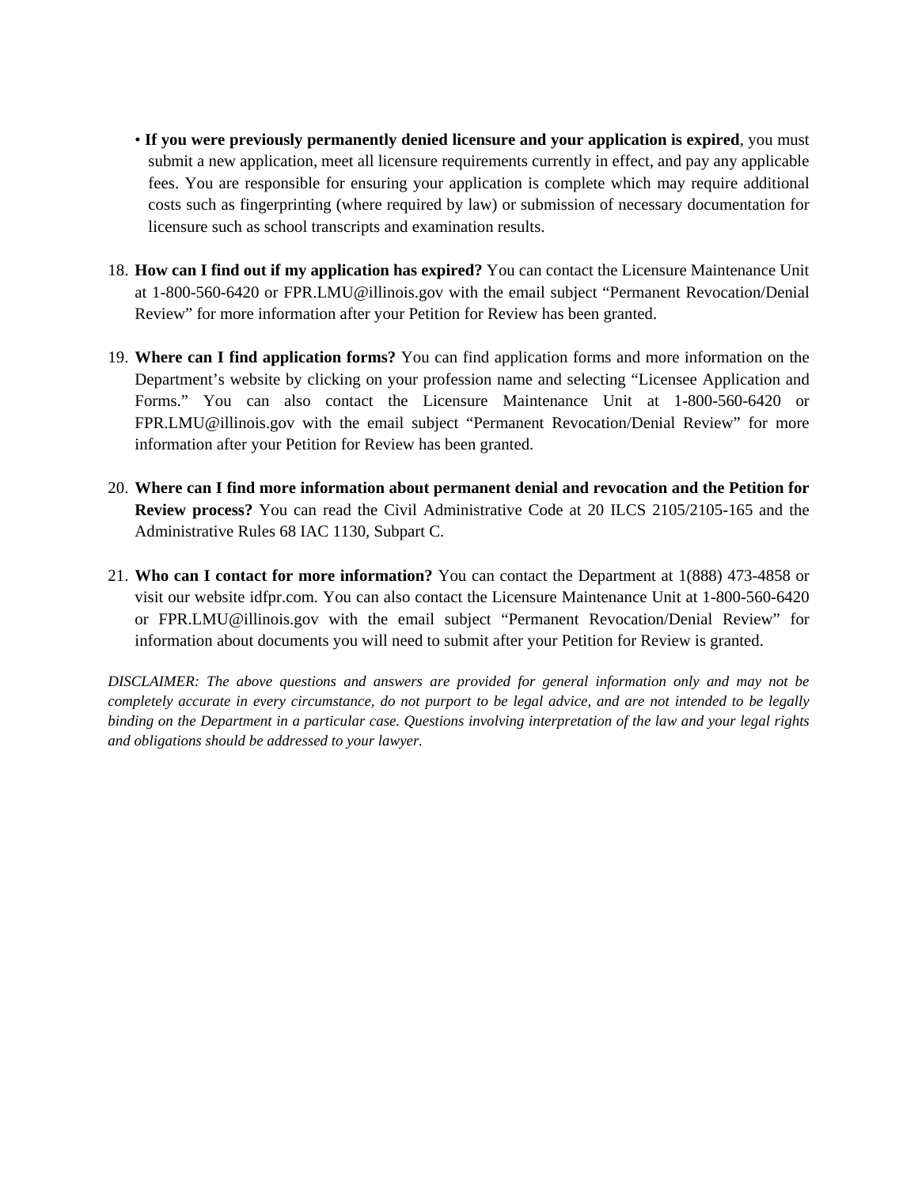- **If you were previously permanently denied licensure and your application is expired**, you must submit a new application, meet all licensure requirements currently in effect, and pay any applicable fees. You are responsible for ensuring your application is complete which may require additional costs such as fingerprinting (where required by law) or submission of necessary documentation for licensure such as school transcripts and examination results.

18. **How can I find out if my application has expired?** You can contact the Licensure Maintenance Unit at 1-800-560-6420 or FPR.LMU@illinois.gov with the email subject "Permanent Revocation/Denial Review" for more information after your Petition for Review has been granted.

19. **Where can I find application forms?** You can find application forms and more information on the Department's website by clicking on your profession name and selecting "Licensee Application and Forms." You can also contact the Licensure Maintenance Unit at 1-800-560-6420 or FPR.LMU@illinois.gov with the email subject "Permanent Revocation/Denial Review" for more information after your Petition for Review has been granted.

20. **Where can I find more information about permanent denial and revocation and the Petition for Review process?** You can read the Civil Administrative Code at 20 ILCS 2105/2105-165 and the Administrative Rules 68 IAC 1130, Subpart C.

21. **Who can I contact for more information?** You can contact the Department at 1(888) 473-4858 or visit our website idfpr.com. You can also contact the Licensure Maintenance Unit at 1-800-560-6420 or FPR.LMU@illinois.gov with the email subject "Permanent Revocation/Denial Review" for information about documents you will need to submit after your Petition for Review is granted.

*DISCLAIMER: The above questions and answers are provided for general information only and may not be completely accurate in every circumstance, do not purport to be legal advice, and are not intended to be legally binding on the Department in a particular case. Questions involving interpretation of the law and your legal rights and obligations should be addressed to your lawyer.*